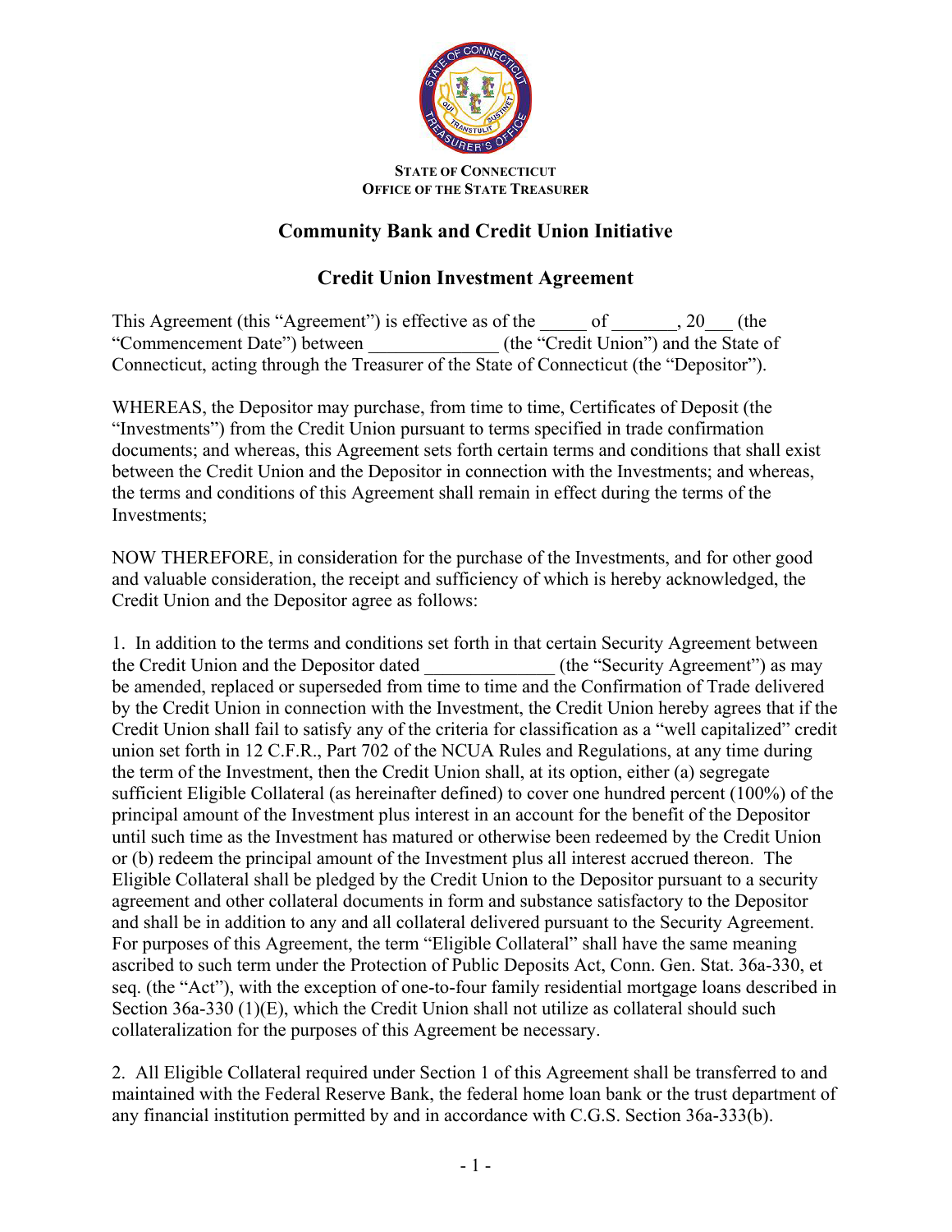**STATE OF CONNECTICUT**
**OFFICE OF THE STATE TREASURER**

# Community Bank and Credit Union Initiative

## Credit Union Investment Agreement

This Agreement (this "Agreement") is effective as of the _____ of _______, 20___ (the "Commencement Date") between ______________ (the "Credit Union") and the State of Connecticut, acting through the Treasurer of the State of Connecticut (the "Depositor").

WHEREAS, the Depositor may purchase, from time to time, Certificates of Deposit (the "Investments") from the Credit Union pursuant to terms specified in trade confirmation documents; and whereas, this Agreement sets forth certain terms and conditions that shall exist between the Credit Union and the Depositor in connection with the Investments; and whereas, the terms and conditions of this Agreement shall remain in effect during the terms of the Investments;

NOW THEREFORE, in consideration for the purchase of the Investments, and for other good and valuable consideration, the receipt and sufficiency of which is hereby acknowledged, the Credit Union and the Depositor agree as follows:

1. In addition to the terms and conditions set forth in that certain Security Agreement between the Credit Union and the Depositor dated ______________ (the "Security Agreement") as may be amended, replaced or superseded from time to time and the Confirmation of Trade delivered by the Credit Union in connection with the Investment, the Credit Union hereby agrees that if the Credit Union shall fail to satisfy any of the criteria for classification as a "well capitalized" credit union set forth in 12 C.F.R., Part 702 of the NCUA Rules and Regulations, at any time during the term of the Investment, then the Credit Union shall, at its option, either (a) segregate sufficient Eligible Collateral (as hereinafter defined) to cover one hundred percent (100%) of the principal amount of the Investment plus interest in an account for the benefit of the Depositor until such time as the Investment has matured or otherwise been redeemed by the Credit Union or (b) redeem the principal amount of the Investment plus all interest accrued thereon. The Eligible Collateral shall be pledged by the Credit Union to the Depositor pursuant to a security agreement and other collateral documents in form and substance satisfactory to the Depositor and shall be in addition to any and all collateral delivered pursuant to the Security Agreement. For purposes of this Agreement, the term "Eligible Collateral" shall have the same meaning ascribed to such term under the Protection of Public Deposits Act, Conn. Gen. Stat. 36a-330, et seq. (the "Act"), with the exception of one-to-four family residential mortgage loans described in Section 36a-330 (1)(E), which the Credit Union shall not utilize as collateral should such collateralization for the purposes of this Agreement be necessary.

2. All Eligible Collateral required under Section 1 of this Agreement shall be transferred to and maintained with the Federal Reserve Bank, the federal home loan bank or the trust department of any financial institution permitted by and in accordance with C.G.S. Section 36a-333(b).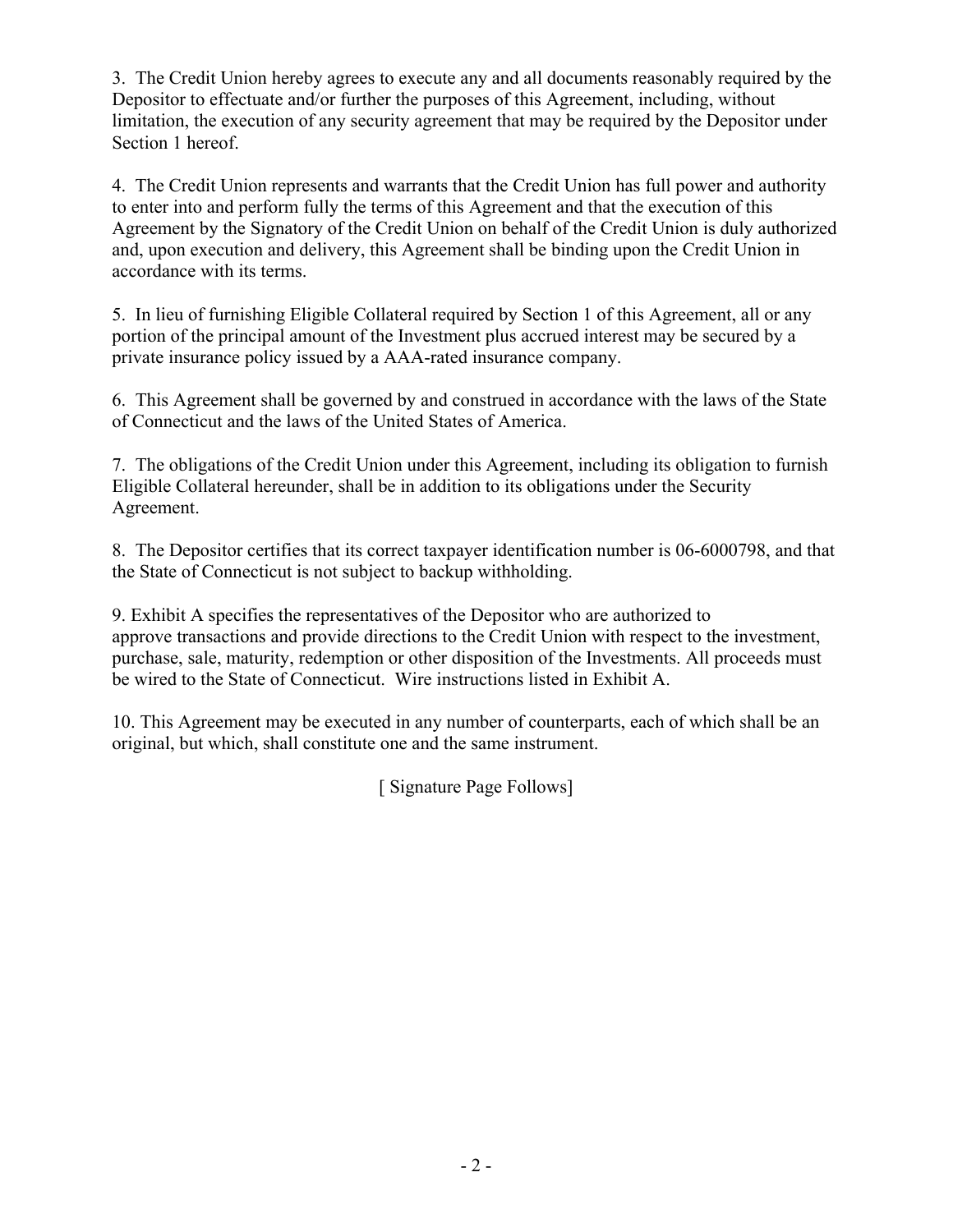3. The Credit Union hereby agrees to execute any and all documents reasonably required by the Depositor to effectuate and/or further the purposes of this Agreement, including, without limitation, the execution of any security agreement that may be required by the Depositor under Section 1 hereof.

4. The Credit Union represents and warrants that the Credit Union has full power and authority to enter into and perform fully the terms of this Agreement and that the execution of this Agreement by the Signatory of the Credit Union on behalf of the Credit Union is duly authorized and, upon execution and delivery, this Agreement shall be binding upon the Credit Union in accordance with its terms.

5. In lieu of furnishing Eligible Collateral required by Section 1 of this Agreement, all or any portion of the principal amount of the Investment plus accrued interest may be secured by a private insurance policy issued by a AAA-rated insurance company.

6. This Agreement shall be governed by and construed in accordance with the laws of the State of Connecticut and the laws of the United States of America.

7. The obligations of the Credit Union under this Agreement, including its obligation to furnish Eligible Collateral hereunder, shall be in addition to its obligations under the Security Agreement.

8. The Depositor certifies that its correct taxpayer identification number is 06-6000798, and that the State of Connecticut is not subject to backup withholding.

9. Exhibit A specifies the representatives of the Depositor who are authorized to approve transactions and provide directions to the Credit Union with respect to the investment, purchase, sale, maturity, redemption or other disposition of the Investments. All proceeds must be wired to the State of Connecticut. Wire instructions listed in Exhibit A.

10. This Agreement may be executed in any number of counterparts, each of which shall be an original, but which, shall constitute one and the same instrument.

[ Signature Page Follows]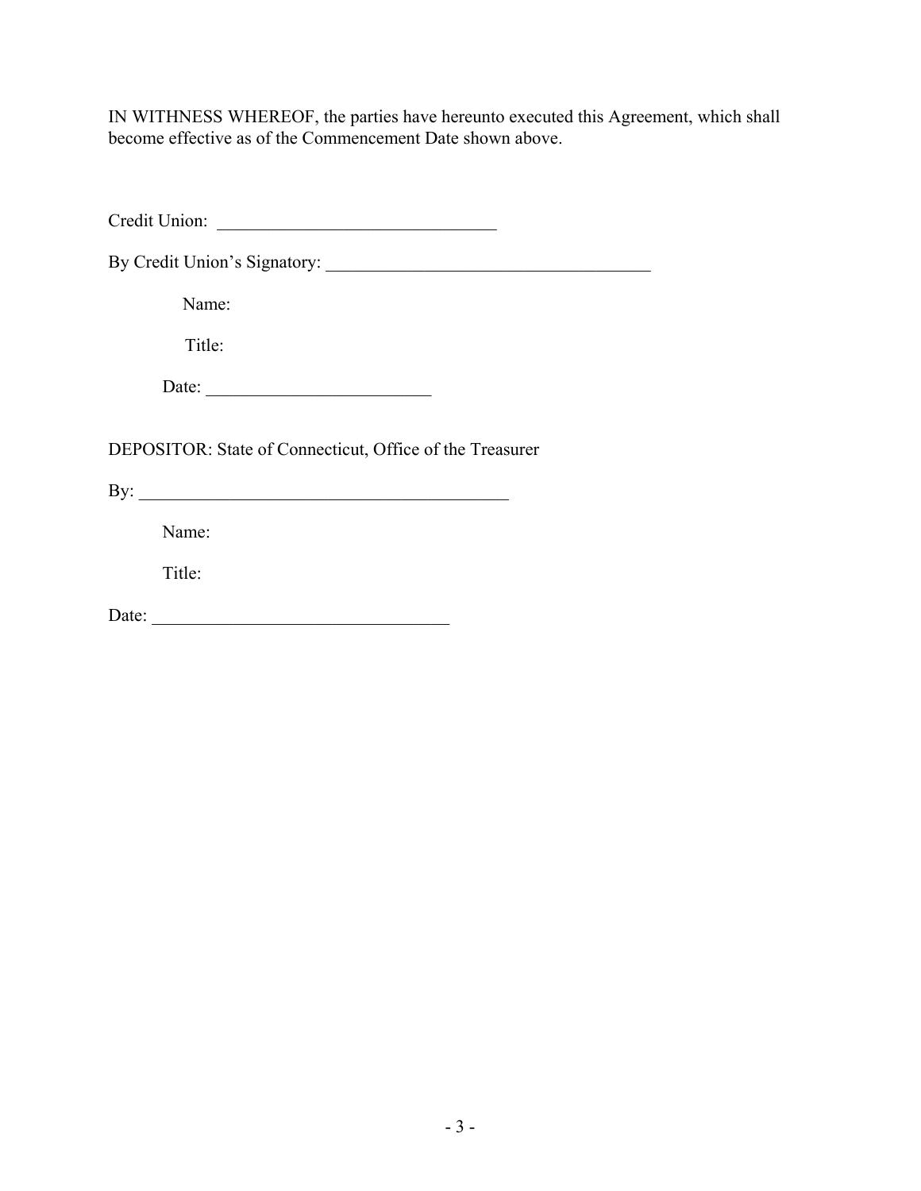IN WITNESS WHEREOF, the parties have hereunto executed this Agreement, which shall become effective as of the Commencement Date shown above.

Credit Union: ______________________________

By Credit Union's Signatory: ___________________________________

Name:

Title:

Date: ________________________

DEPOSITOR: State of Connecticut, Office of the Treasurer

By: ________________________________________

Name:

Title:

Date: ________________________________